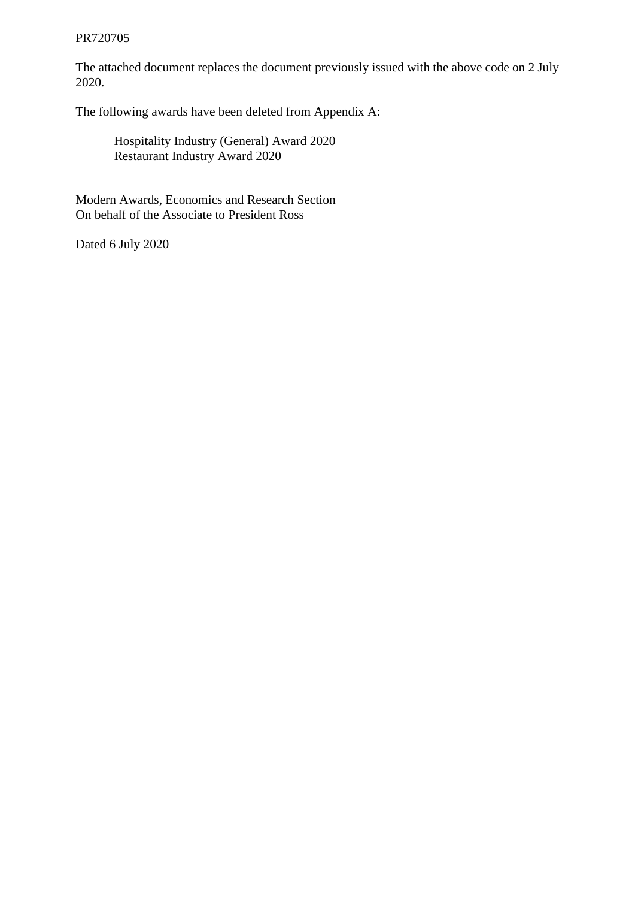PR720705

The attached document replaces the document previously issued with the above code on 2 July 2020.

The following awards have been deleted from Appendix A:

Hospitality Industry (General) Award 2020
Restaurant Industry Award 2020

Modern Awards, Economics and Research Section
On behalf of the Associate to President Ross

Dated 6 July 2020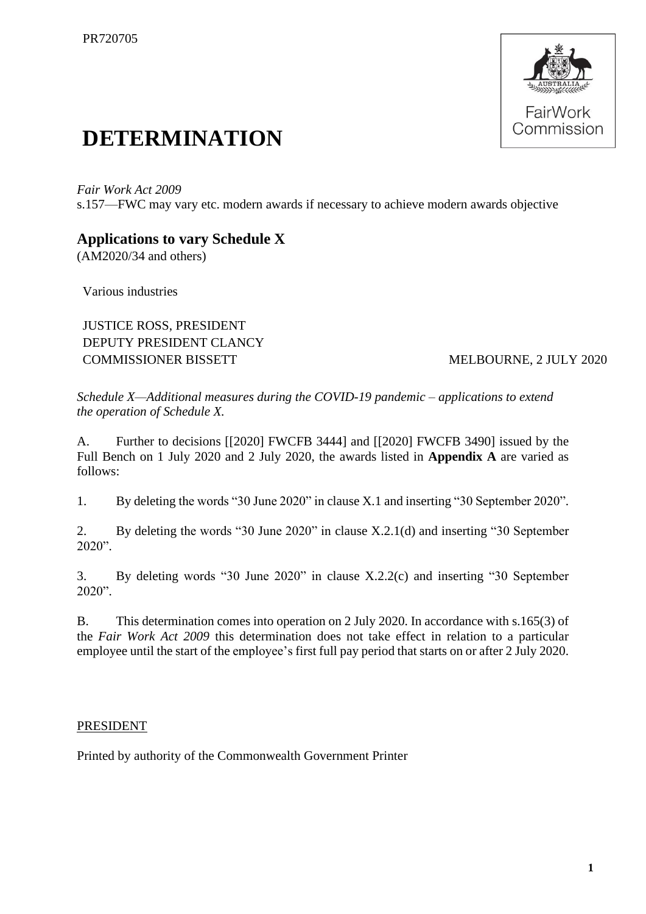PR720705

# DETERMINATION

*Fair Work Act 2009*
s.157—FWC may vary etc. modern awards if necessary to achieve modern awards objective

## Applications to vary Schedule X

(AM2020/34 and others)

Various industries

JUSTICE ROSS, PRESIDENT
DEPUTY PRESIDENT CLANCY
COMMISSIONER BISSETT MELBOURNE, 2 JULY 2020

*Schedule X—Additional measures during the COVID-19 pandemic – applications to extend the operation of Schedule X.*

A. Further to decisions [[2020] FWCFB 3444] and [[2020] FWCFB 3490] issued by the Full Bench on 1 July 2020 and 2 July 2020, the awards listed in **Appendix A** are varied as follows:

1. By deleting the words "30 June 2020" in clause X.1 and inserting "30 September 2020".

2. By deleting the words "30 June 2020" in clause X.2.1(d) and inserting "30 September 2020".

3. By deleting words "30 June 2020" in clause X.2.2(c) and inserting "30 September 2020".

B. This determination comes into operation on 2 July 2020. In accordance with s.165(3) of the *Fair Work Act 2009* this determination does not take effect in relation to a particular employee until the start of the employee's first full pay period that starts on or after 2 July 2020.

PRESIDENT

Printed by authority of the Commonwealth Government Printer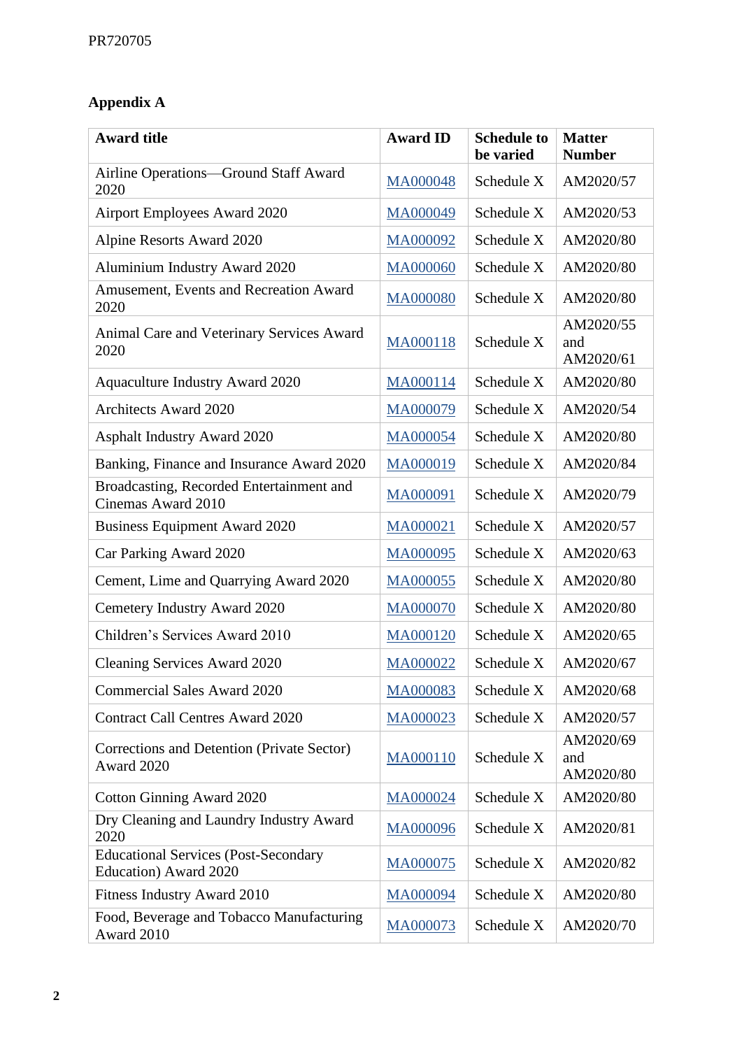## Appendix A

| Award title | Award ID | Schedule to be varied | Matter Number |
|---|---|---|---|
| Airline Operations—Ground Staff Award 2020 | MA000048 | Schedule X | AM2020/57 |
| Airport Employees Award 2020 | MA000049 | Schedule X | AM2020/53 |
| Alpine Resorts Award 2020 | MA000092 | Schedule X | AM2020/80 |
| Aluminium Industry Award 2020 | MA000060 | Schedule X | AM2020/80 |
| Amusement, Events and Recreation Award 2020 | MA000080 | Schedule X | AM2020/80 |
| Animal Care and Veterinary Services Award 2020 | MA000118 | Schedule X | AM2020/55 and AM2020/61 |
| Aquaculture Industry Award 2020 | MA000114 | Schedule X | AM2020/80 |
| Architects Award 2020 | MA000079 | Schedule X | AM2020/54 |
| Asphalt Industry Award 2020 | MA000054 | Schedule X | AM2020/80 |
| Banking, Finance and Insurance Award 2020 | MA000019 | Schedule X | AM2020/84 |
| Broadcasting, Recorded Entertainment and Cinemas Award 2010 | MA000091 | Schedule X | AM2020/79 |
| Business Equipment Award 2020 | MA000021 | Schedule X | AM2020/57 |
| Car Parking Award 2020 | MA000095 | Schedule X | AM2020/63 |
| Cement, Lime and Quarrying Award 2020 | MA000055 | Schedule X | AM2020/80 |
| Cemetery Industry Award 2020 | MA000070 | Schedule X | AM2020/80 |
| Children's Services Award 2010 | MA000120 | Schedule X | AM2020/65 |
| Cleaning Services Award 2020 | MA000022 | Schedule X | AM2020/67 |
| Commercial Sales Award 2020 | MA000083 | Schedule X | AM2020/68 |
| Contract Call Centres Award 2020 | MA000023 | Schedule X | AM2020/57 |
| Corrections and Detention (Private Sector) Award 2020 | MA000110 | Schedule X | AM2020/69 and AM2020/80 |
| Cotton Ginning Award 2020 | MA000024 | Schedule X | AM2020/80 |
| Dry Cleaning and Laundry Industry Award 2020 | MA000096 | Schedule X | AM2020/81 |
| Educational Services (Post-Secondary Education) Award 2020 | MA000075 | Schedule X | AM2020/82 |
| Fitness Industry Award 2010 | MA000094 | Schedule X | AM2020/80 |
| Food, Beverage and Tobacco Manufacturing Award 2010 | MA000073 | Schedule X | AM2020/70 |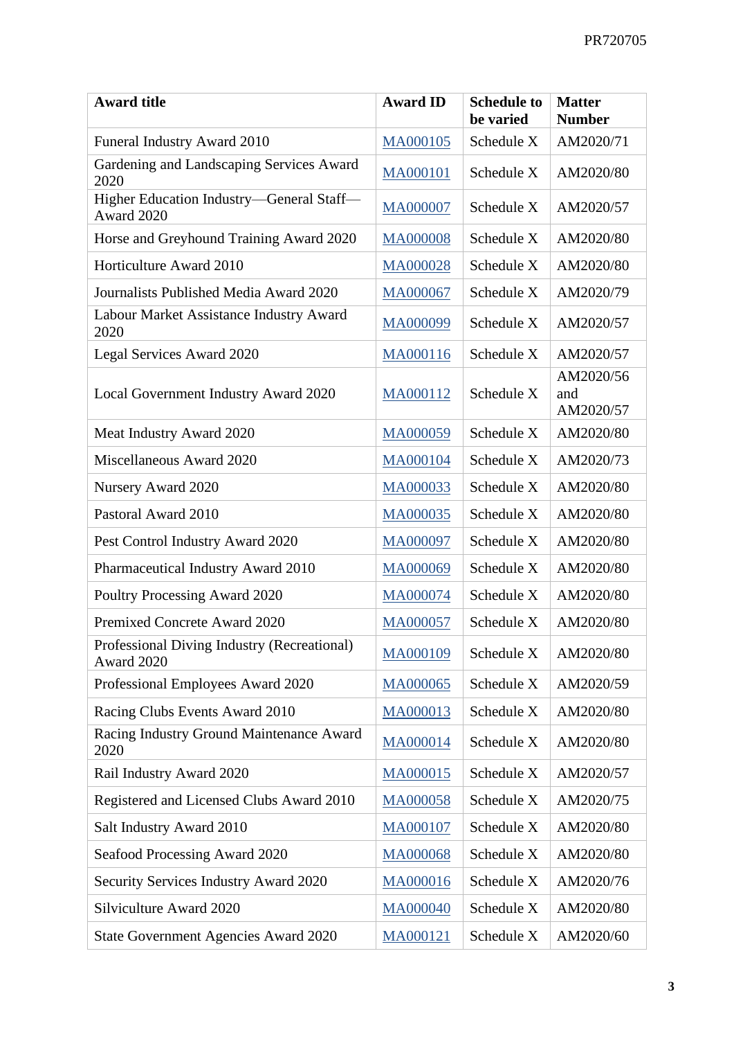| Award title | Award ID | Schedule to be varied | Matter Number |
|---|---|---|---|
| Funeral Industry Award 2010 | MA000105 | Schedule X | AM2020/71 |
| Gardening and Landscaping Services Award 2020 | MA000101 | Schedule X | AM2020/80 |
| Higher Education Industry—General Staff—Award 2020 | MA000007 | Schedule X | AM2020/57 |
| Horse and Greyhound Training Award 2020 | MA000008 | Schedule X | AM2020/80 |
| Horticulture Award 2010 | MA000028 | Schedule X | AM2020/80 |
| Journalists Published Media Award 2020 | MA000067 | Schedule X | AM2020/79 |
| Labour Market Assistance Industry Award 2020 | MA000099 | Schedule X | AM2020/57 |
| Legal Services Award 2020 | MA000116 | Schedule X | AM2020/57 |
| Local Government Industry Award 2020 | MA000112 | Schedule X | AM2020/56 and AM2020/57 |
| Meat Industry Award 2020 | MA000059 | Schedule X | AM2020/80 |
| Miscellaneous Award 2020 | MA000104 | Schedule X | AM2020/73 |
| Nursery Award 2020 | MA000033 | Schedule X | AM2020/80 |
| Pastoral Award 2010 | MA000035 | Schedule X | AM2020/80 |
| Pest Control Industry Award 2020 | MA000097 | Schedule X | AM2020/80 |
| Pharmaceutical Industry Award 2010 | MA000069 | Schedule X | AM2020/80 |
| Poultry Processing Award 2020 | MA000074 | Schedule X | AM2020/80 |
| Premixed Concrete Award 2020 | MA000057 | Schedule X | AM2020/80 |
| Professional Diving Industry (Recreational) Award 2020 | MA000109 | Schedule X | AM2020/80 |
| Professional Employees Award 2020 | MA000065 | Schedule X | AM2020/59 |
| Racing Clubs Events Award 2010 | MA000013 | Schedule X | AM2020/80 |
| Racing Industry Ground Maintenance Award 2020 | MA000014 | Schedule X | AM2020/80 |
| Rail Industry Award 2020 | MA000015 | Schedule X | AM2020/57 |
| Registered and Licensed Clubs Award 2010 | MA000058 | Schedule X | AM2020/75 |
| Salt Industry Award 2010 | MA000107 | Schedule X | AM2020/80 |
| Seafood Processing Award 2020 | MA000068 | Schedule X | AM2020/80 |
| Security Services Industry Award 2020 | MA000016 | Schedule X | AM2020/76 |
| Silviculture Award 2020 | MA000040 | Schedule X | AM2020/80 |
| State Government Agencies Award 2020 | MA000121 | Schedule X | AM2020/60 |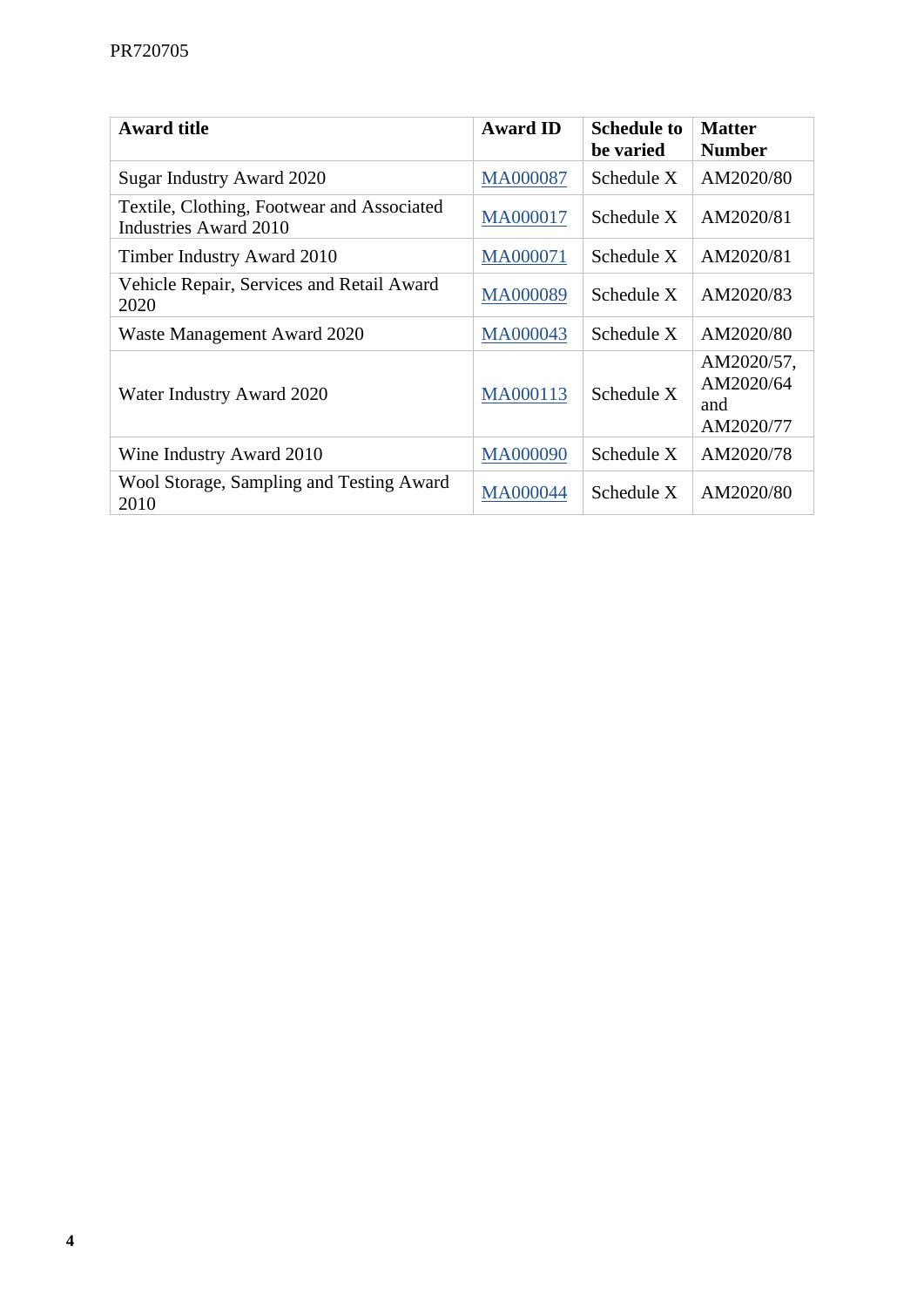| Award title | Award ID | Schedule to be varied | Matter Number |
|---|---|---|---|
| Sugar Industry Award 2020 | MA000087 | Schedule X | AM2020/80 |
| Textile, Clothing, Footwear and Associated Industries Award 2010 | MA000017 | Schedule X | AM2020/81 |
| Timber Industry Award 2010 | MA000071 | Schedule X | AM2020/81 |
| Vehicle Repair, Services and Retail Award 2020 | MA000089 | Schedule X | AM2020/83 |
| Waste Management Award 2020 | MA000043 | Schedule X | AM2020/80 |
| Water Industry Award 2020 | MA000113 | Schedule X | AM2020/57, AM2020/64 and AM2020/77 |
| Wine Industry Award 2010 | MA000090 | Schedule X | AM2020/78 |
| Wool Storage, Sampling and Testing Award 2010 | MA000044 | Schedule X | AM2020/80 |